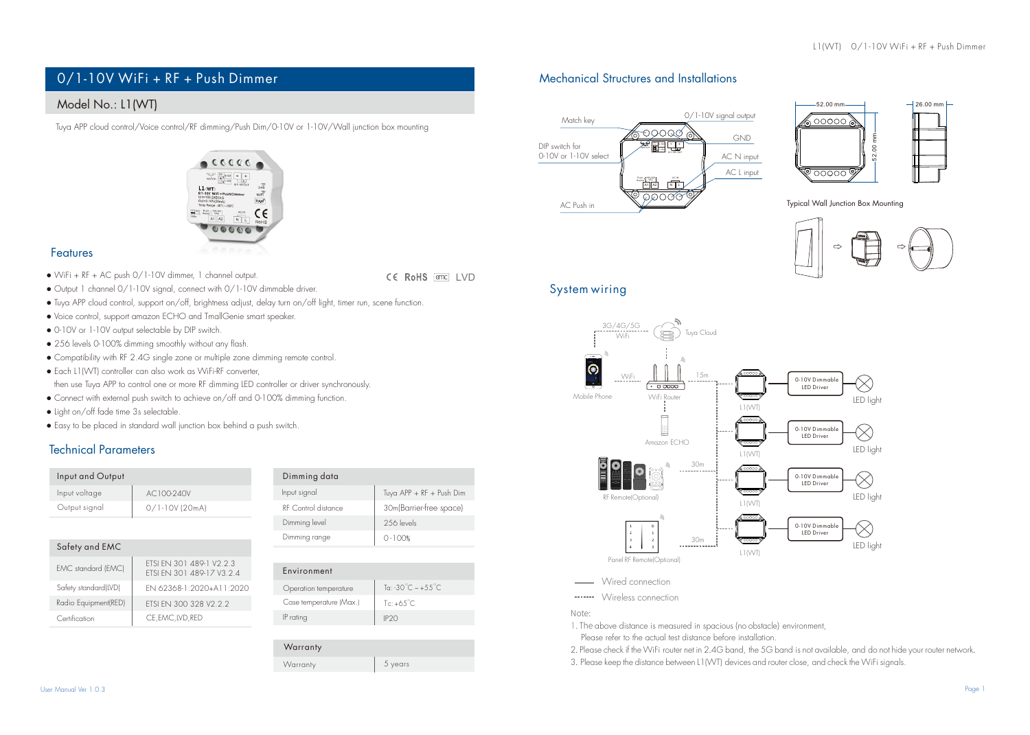# 0/1-10V WiFi + RF + Push Dimmer

## Model No.: L1(WT)

Tuya APP cloud control/Voice control/RF dimming/Push Dim/0-10V or 1-10V/Wall junction box mounting

## Features

CE RoHS EMC LVD

- WiFi + RF + AC push 0/1-10V dimmer, 1 channel output.
- Output 1 channel 0/1-10V signal, connect with 0/1-10V dimmable driver.
- Tuya APP cloud control, support on/off, brightness adjust, delay turn on/off light, timer run, scene function.
- Voice control, support amazon ECHO and TmallGenie smart speaker.
- 0-10V or 1-10V output selectable by DIP switch.
- 256 levels 0-100% dimming smoothly without any flash.
- Compatibility with RF 2.4G single zone or multiple zone dimming remote control.
- Each L1(WT) controller can also work as WiFi-RF converter, then use Tuya APP to control one or more RF dimming LED controller or driver synchronously.
- Connect with external push switch to achieve on/off and 0-100% dimming function.
- Light on/off fade time 3s selectable.
- Easy to be placed in standard wall junction box behind a push switch.

## Technical Parameters

| Input and Output | |
|---|---|
| Input voltage | AC100-240V |
| Output signal | 0/1-10V (20mA) |

| Safety and EMC | |
|---|---|
| EMC standard (EMC) | ETSI EN 301 489-1 V2.2.3<br>ETSI EN 301 489-17 V3.2.4 |
| Safety standard(LVD) | EN 62368-1:2020+A11:2020 |
| Radio Equipment(RED) | ETSI EN 300 328 V2.2.2 |
| Certification | CE,EMC,LVD,RED |

| Dimming data | |
|---|---|
| Input signal | Tuya APP + RF + Push Dim |
| RF Control distance | 30m(Barrier-free space) |
| Dimming level | 256 levels |
| Dimming range | 0-100% |

| Environment | |
|---|---|
| Operation temperature | Ta: -30°C ~ +55°C |
| Case temperature (Max.) | Tc: +65°C |
| IP rating | IP20 |

| Warranty | |
|---|---|
| Warranty | 5 years |

## Mechanical Structures and Installations

Match key · 0/1-10V signal output · GND · DIP switch for 0-10V or 1-10V select · AC N input · AC L input · AC Push in

52.00 mm · 52.00 mm · 26.00 mm

Typical Wall Junction Box Mounting

## System wiring

3G/4G/5G WiFi · Tuya Cloud · Mobile Phone · WiFi · WiFi Router · 15m · Amazon ECHO · RF Remote(Optional) · 30m · Panel RF Remote(Optional) · 30m · L1(WT) · 0-10V Dimmable LED Driver · LED light

—— Wired connection

------- Wireless connection

Note:

1. The above distance is measured in spacious (no obstacle) environment, Please refer to the actual test distance before installation.
2. Please check if the WiFi router net in 2.4G band, the 5G band is not available, and do not hide your router network.
3. Please keep the distance between L1(WT) devices and router close, and check the WiFi signals.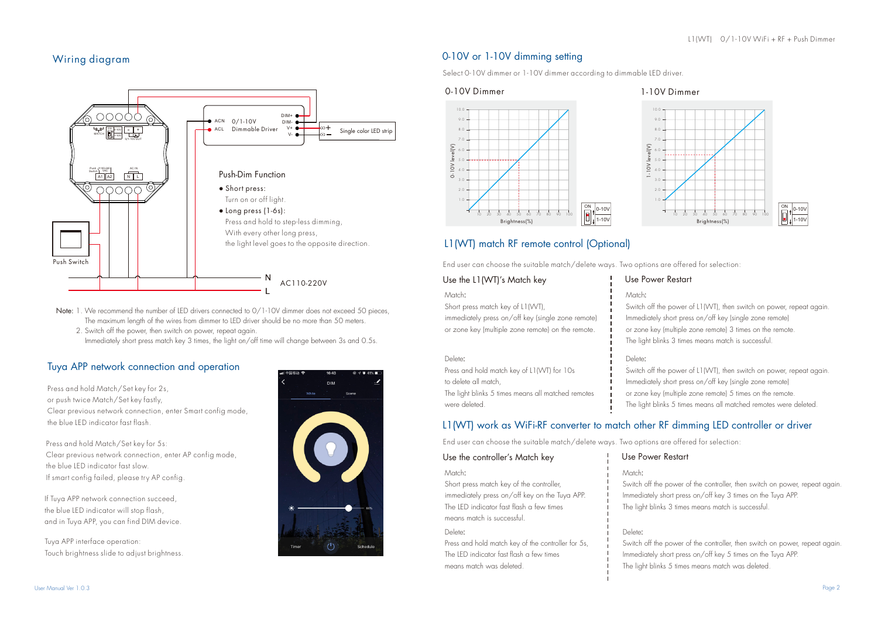## Wiring diagram

ACN
ACL
0/1-10V
Dimmable Driver
DIM+
DIM-
V+
V-
Single color LED strip
MATCH
0/1-10V OUT
Push Switch
100-240VAC
AC IN
A1 A2
N L

### Push-Dim Function

- Short press:
  Turn on or off light.
- Long press (1-6s):
  Press and hold to step-less dimming,
  With every other long press,
  the light level goes to the opposite direction.

Push Switch

N
L
AC110-220V

Note: 1. We recommend the number of LED drivers connected to 0/1-10V dimmer does not exceed 50 pieces, The maximum length of the wires from dimmer to LED driver should be no more than 50 meters.
2. Switch off the power, then switch on power, repeat again.
Immediately short press match key 3 times, the light on/off time will change between 3s and 0.5s.

## Tuya APP network connection and operation

Press and hold Match/Set key for 2s,
or push twice Match/Set key fastly,
Clear previous network connection, enter Smart config mode,
the blue LED indicator fast flash.

Press and hold Match/Set key for 5s:
Clear previous network connection, enter AP config mode,
the blue LED indicator fast slow.
If smart config failed, please try AP config.

If Tuya APP network connection succeed,
the blue LED indicator will stop flash,
and in Tuya APP, you can find DIM device.

Tuya APP interface operation:
Touch brightness slide to adjust brightness.

16:43
DIM
White
Scene
60%
Timer
Schedule

## 0-10V or 1-10V dimming setting

Select 0-10V dimmer or 1-10V dimmer according to dimmable LED driver.

### 0-10V Dimmer

0-10V level(V)
10.0
9.0
8.0
7.0
6.0
5.0
4.0
3.0
2.0
1.0
10 20 30 40 50 60 70 80 90 100
Brightness(%)
ON
0-10V
1-10V

### 1-10V Dimmer

1-10V level(V)
10.0
9.0
8.0
7.0
6.0
5.0
4.0
3.0
2.0
1.0
10 20 30 40 50 60 70 80 90 100
Brightness(%)
ON
0-10V
1-10V

## L1(WT) match RF remote control (Optional)

End user can choose the suitable match/delete ways. Two options are offered for selection:

### Use the L1(WT)'s Match key

Match:
Short press match key of L1(WT),
immediately press on/off key (single zone remote)
or zone key (multiple zone remote) on the remote.

Delete:
Press and hold match key of L1(WT) for 10s
to delete all match,
The light blinks 5 times means all matched remotes were deleted.

### Use Power Restart

Match:
Switch off the power of L1(WT), then switch on power, repeat again.
Immediately short press on/off key (single zone remote)
or zone key (multiple zone remote) 3 times on the remote.
The light blinks 3 times means match is successful.

Delete:
Switch off the power of L1(WT), then switch on power, repeat again.
Immediately short press on/off key (single zone remote)
or zone key (multiple zone remote) 5 times on the remote.
The light blinks 5 times means all matched remotes were deleted.

## L1(WT) work as WiFi-RF converter to match other RF dimming LED controller or driver

End user can choose the suitable match/delete ways. Two options are offered for selection:

### Use the controller's Match key

Match:
Short press match key of the controller,
immediately press on/off key on the Tuya APP.
The LED indicator fast flash a few times
means match is successful.

Delete:
Press and hold match key of the controller for 5s,
The LED indicator fast flash a few times
means match was deleted.

### Use Power Restart

Match:
Switch off the power of the controller, then switch on power, repeat again.
Immediately short press on/off key 3 times on the Tuya APP.
The light blinks 3 times means match is successful.

Delete:
Switch off the power of the controller, then switch on power, repeat again.
Immediately short press on/off key 5 times on the Tuya APP.
The light blinks 5 times means match was deleted.